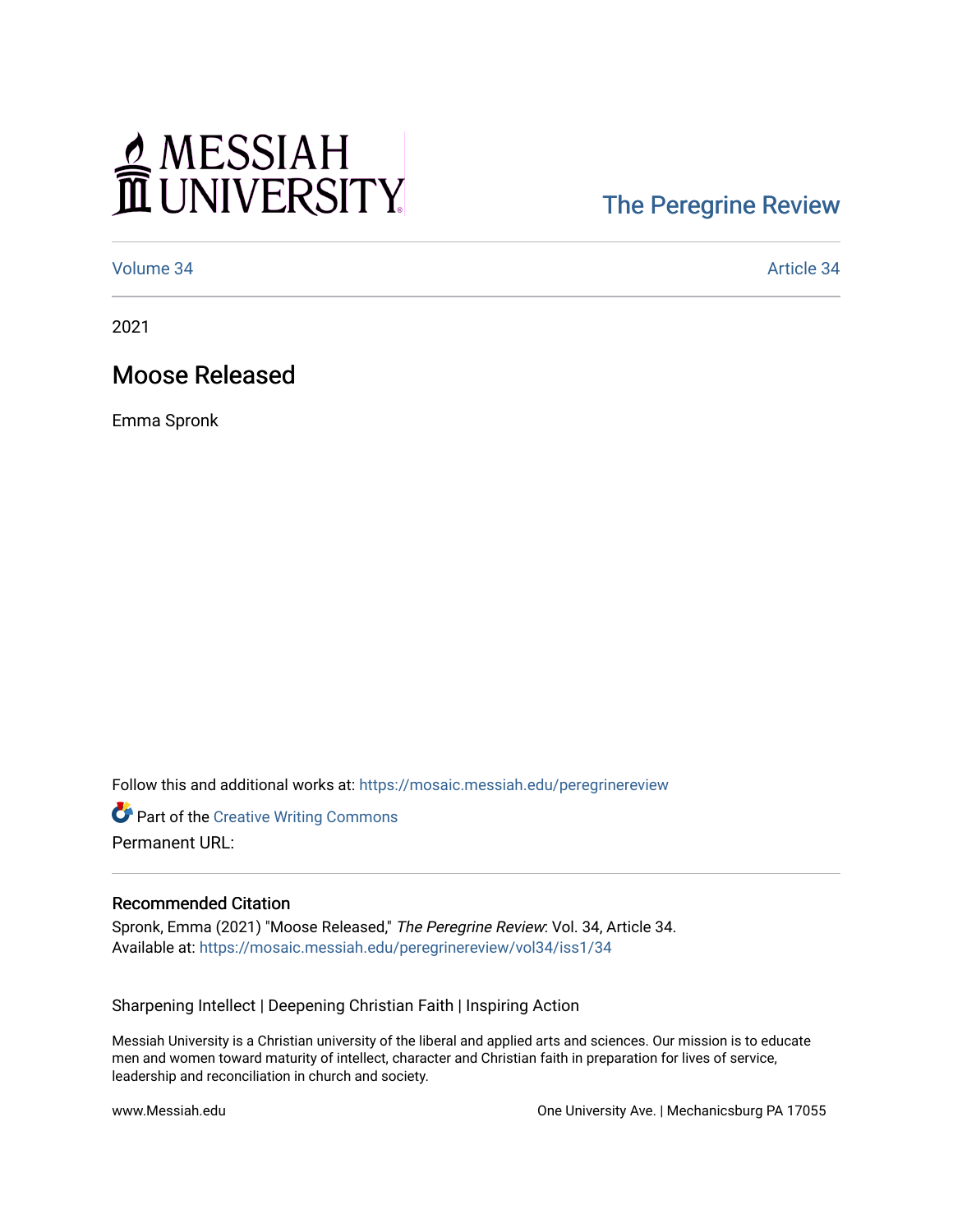MESSIAH UNIVERSITY

The Peregrine Review

Volume 34 | Article 34

2021

# Moose Released

Emma Spronk

Follow this and additional works at: https://mosaic.messiah.edu/peregrinereview

Part of the Creative Writing Commons

Permanent URL:

### Recommended Citation

Spronk, Emma (2021) "Moose Released," *The Peregrine Review*: Vol. 34, Article 34.
Available at: https://mosaic.messiah.edu/peregrinereview/vol34/iss1/34

Sharpening Intellect | Deepening Christian Faith | Inspiring Action

Messiah University is a Christian university of the liberal and applied arts and sciences. Our mission is to educate men and women toward maturity of intellect, character and Christian faith in preparation for lives of service, leadership and reconciliation in church and society.

www.Messiah.edu

One University Ave. | Mechanicsburg PA 17055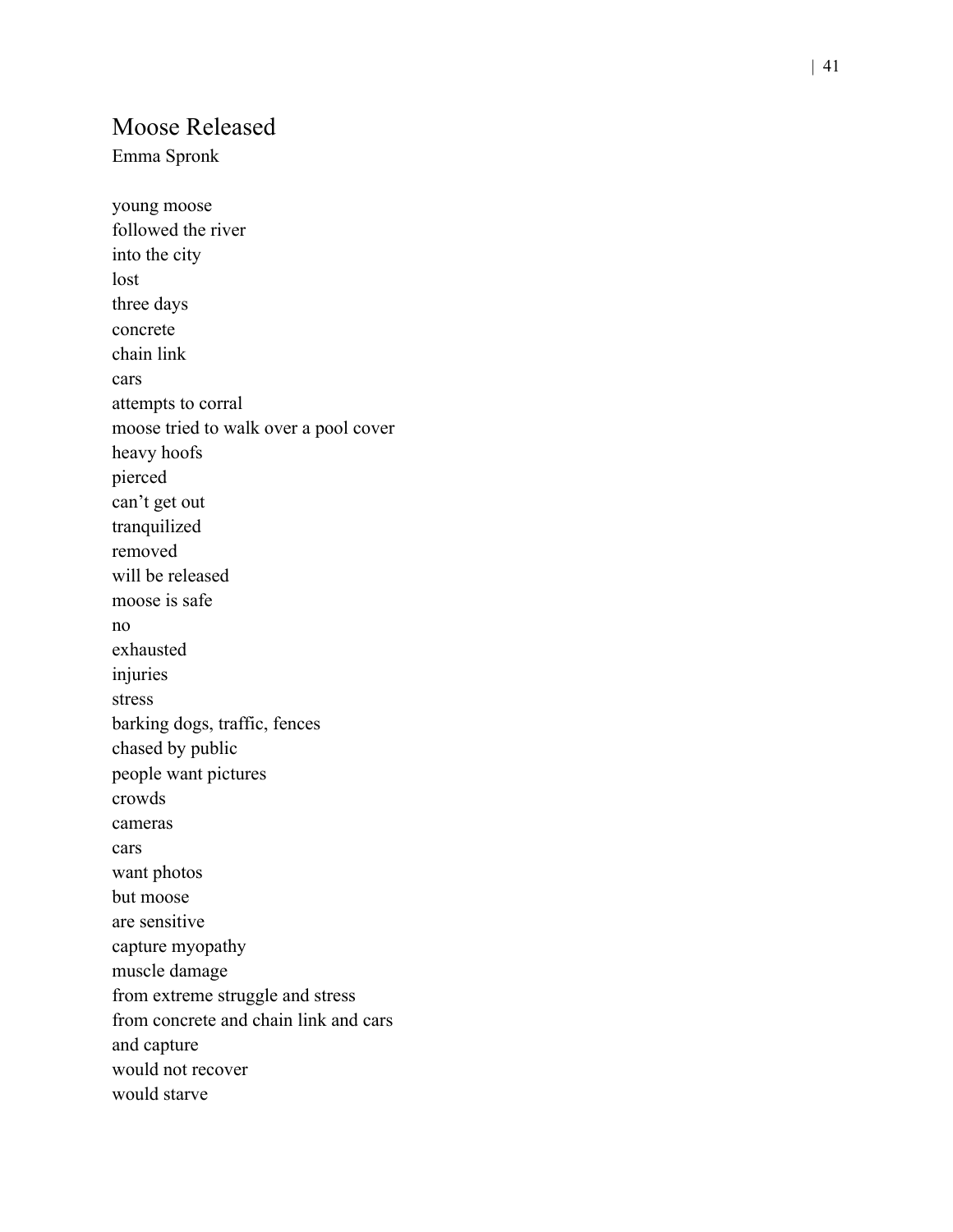## Moose Released

Emma Spronk

young moose  
followed the river  
into the city  
lost  
three days  
concrete  
chain link  
cars  
attempts to corral  
moose tried to walk over a pool cover  
heavy hoofs  
pierced  
can't get out  
tranquilized  
removed  
will be released  
moose is safe  
no  
exhausted  
injuries  
stress  
barking dogs, traffic, fences  
chased by public  
people want pictures  
crowds  
cameras  
cars  
want photos  
but moose  
are sensitive  
capture myopathy  
muscle damage  
from extreme struggle and stress  
from concrete and chain link and cars  
and capture  
would not recover  
would starve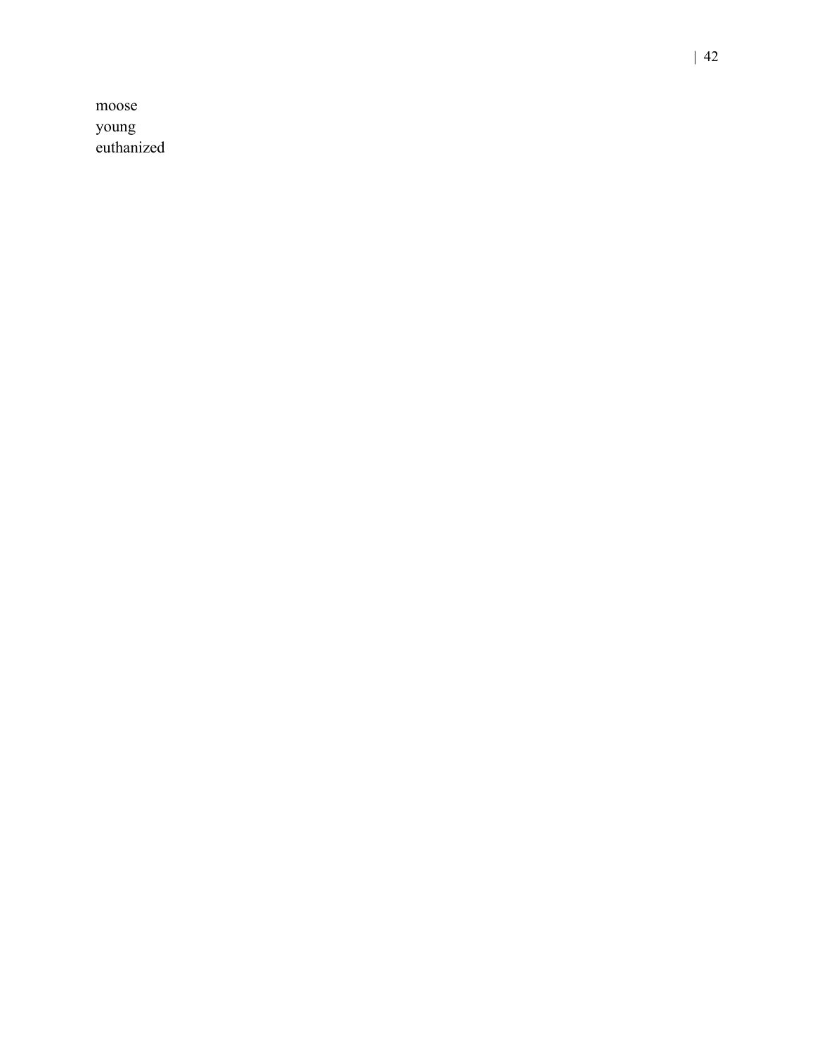moose
young
euthanized